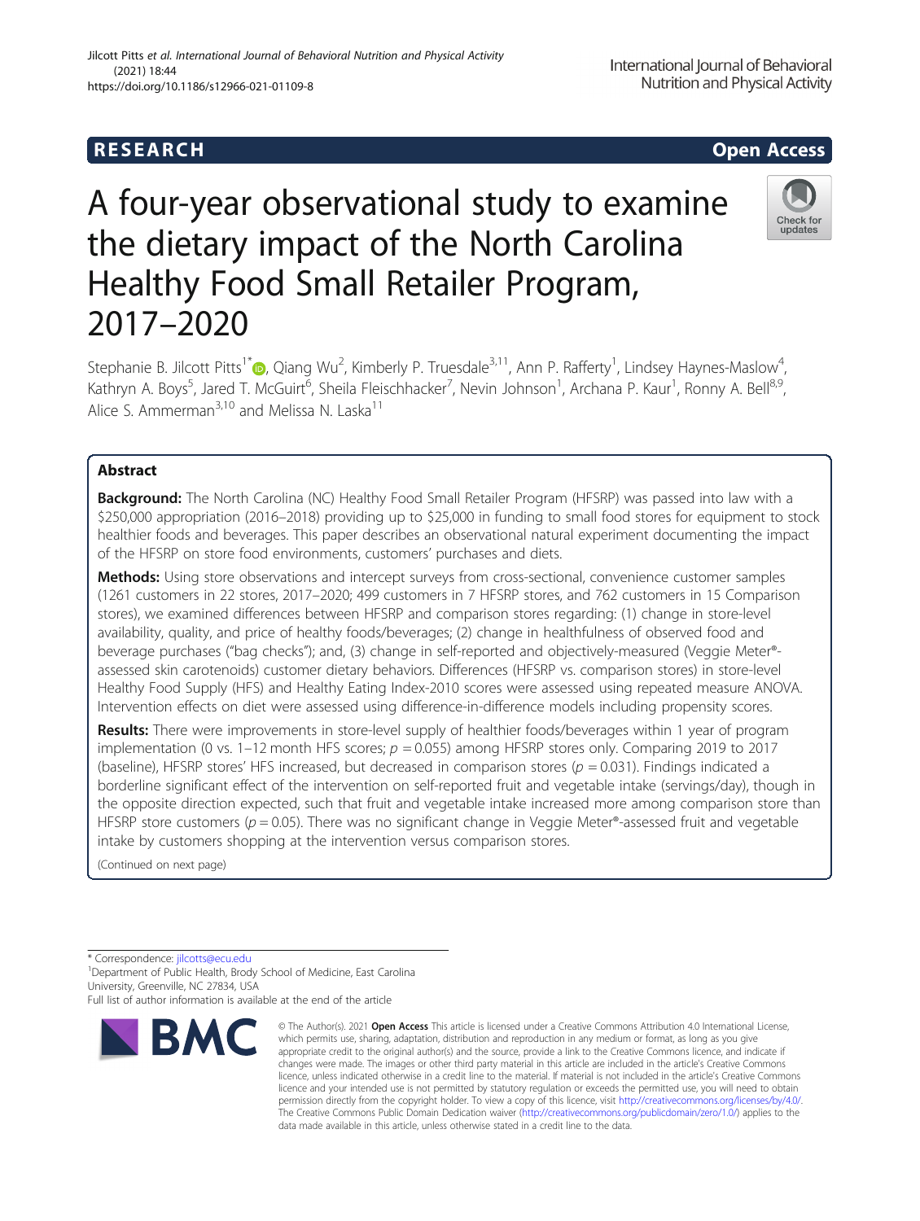RESEARCH Open Access

# A four-year observational study to examine the dietary impact of the North Carolina Healthy Food Small Retailer Program, 2017–2020

Stephanie B. Jilcott Pitts[1*], Qiang Wu[2], Kimberly P. Truesdale[3,11], Ann P. Rafferty[1], Lindsey Haynes-Maslow[4], Kathryn A. Boys[5], Jared T. McGuirt[6], Sheila Fleischhacker[7], Nevin Johnson[1], Archana P. Kaur[1], Ronny A. Bell[8,9], Alice S. Ammerman[3,10] and Melissa N. Laska[11]

## Abstract

**Background:** The North Carolina (NC) Healthy Food Small Retailer Program (HFSRP) was passed into law with a \$250,000 appropriation (2016–2018) providing up to \$25,000 in funding to small food stores for equipment to stock healthier foods and beverages. This paper describes an observational natural experiment documenting the impact of the HFSRP on store food environments, customers' purchases and diets.

**Methods:** Using store observations and intercept surveys from cross-sectional, convenience customer samples (1261 customers in 22 stores, 2017–2020; 499 customers in 7 HFSRP stores, and 762 customers in 15 Comparison stores), we examined differences between HFSRP and comparison stores regarding: (1) change in store-level availability, quality, and price of healthy foods/beverages; (2) change in healthfulness of observed food and beverage purchases ("bag checks"); and, (3) change in self-reported and objectively-measured (Veggie Meter®-assessed skin carotenoids) customer dietary behaviors. Differences (HFSRP vs. comparison stores) in store-level Healthy Food Supply (HFS) and Healthy Eating Index-2010 scores were assessed using repeated measure ANOVA. Intervention effects on diet were assessed using difference-in-difference models including propensity scores.

**Results:** There were improvements in store-level supply of healthier foods/beverages within 1 year of program implementation (0 vs. 1–12 month HFS scores; $p = 0.055$) among HFSRP stores only. Comparing 2019 to 2017 (baseline), HFSRP stores' HFS increased, but decreased in comparison stores ($p = 0.031$). Findings indicated a borderline significant effect of the intervention on self-reported fruit and vegetable intake (servings/day), though in the opposite direction expected, such that fruit and vegetable intake increased more among comparison store than HFSRP store customers ($p = 0.05$). There was no significant change in Veggie Meter®-assessed fruit and vegetable intake by customers shopping at the intervention versus comparison stores.

(Continued on next page)

* Correspondence: jilcotts@ecu.edu
[1]Department of Public Health, Brody School of Medicine, East Carolina University, Greenville, NC 27834, USA
Full list of author information is available at the end of the article

© The Author(s). 2021 **Open Access** This article is licensed under a Creative Commons Attribution 4.0 International License, which permits use, sharing, adaptation, distribution and reproduction in any medium or format, as long as you give appropriate credit to the original author(s) and the source, provide a link to the Creative Commons licence, and indicate if changes were made. The images or other third party material in this article are included in the article's Creative Commons licence, unless indicated otherwise in a credit line to the material. If material is not included in the article's Creative Commons licence and your intended use is not permitted by statutory regulation or exceeds the permitted use, you will need to obtain permission directly from the copyright holder. To view a copy of this licence, visit http://creativecommons.org/licenses/by/4.0/. The Creative Commons Public Domain Dedication waiver (http://creativecommons.org/publicdomain/zero/1.0/) applies to the data made available in this article, unless otherwise stated in a credit line to the data.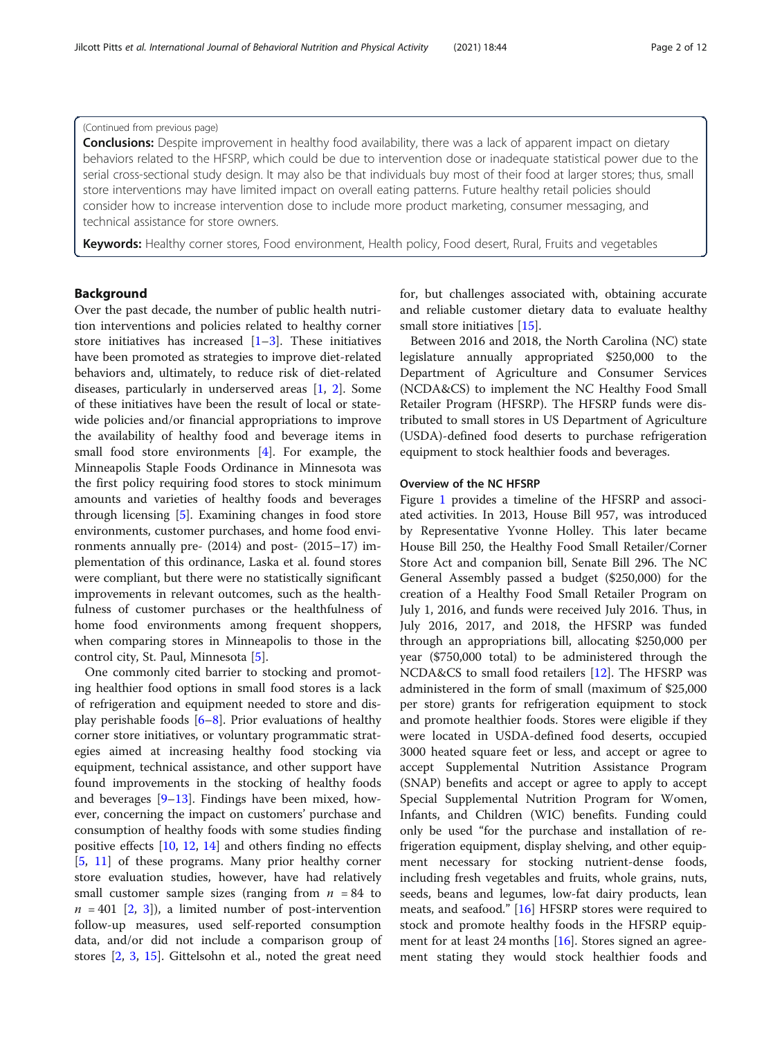(Continued from previous page)

**Conclusions:** Despite improvement in healthy food availability, there was a lack of apparent impact on dietary behaviors related to the HFSRP, which could be due to intervention dose or inadequate statistical power due to the serial cross-sectional study design. It may also be that individuals buy most of their food at larger stores; thus, small store interventions may have limited impact on overall eating patterns. Future healthy retail policies should consider how to increase intervention dose to include more product marketing, consumer messaging, and technical assistance for store owners.

**Keywords:** Healthy corner stores, Food environment, Health policy, Food desert, Rural, Fruits and vegetables

## Background

Over the past decade, the number of public health nutrition interventions and policies related to healthy corner store initiatives has increased [1–3]. These initiatives have been promoted as strategies to improve diet-related behaviors and, ultimately, to reduce risk of diet-related diseases, particularly in underserved areas [1, 2]. Some of these initiatives have been the result of local or statewide policies and/or financial appropriations to improve the availability of healthy food and beverage items in small food store environments [4]. For example, the Minneapolis Staple Foods Ordinance in Minnesota was the first policy requiring food stores to stock minimum amounts and varieties of healthy foods and beverages through licensing [5]. Examining changes in food store environments, customer purchases, and home food environments annually pre- (2014) and post- (2015–17) implementation of this ordinance, Laska et al. found stores were compliant, but there were no statistically significant improvements in relevant outcomes, such as the healthfulness of customer purchases or the healthfulness of home food environments among frequent shoppers, when comparing stores in Minneapolis to those in the control city, St. Paul, Minnesota [5].

One commonly cited barrier to stocking and promoting healthier food options in small food stores is a lack of refrigeration and equipment needed to store and display perishable foods [6–8]. Prior evaluations of healthy corner store initiatives, or voluntary programmatic strategies aimed at increasing healthy food stocking via equipment, technical assistance, and other support have found improvements in the stocking of healthy foods and beverages [9–13]. Findings have been mixed, however, concerning the impact on customers' purchase and consumption of healthy foods with some studies finding positive effects [10, 12, 14] and others finding no effects [5, 11] of these programs. Many prior healthy corner store evaluation studies, however, have had relatively small customer sample sizes (ranging from $n$ = 84 to $n$ = 401 [2, 3]), a limited number of post-intervention follow-up measures, used self-reported consumption data, and/or did not include a comparison group of stores [2, 3, 15]. Gittelsohn et al., noted the great need for, but challenges associated with, obtaining accurate and reliable customer dietary data to evaluate healthy small store initiatives [15].

Between 2016 and 2018, the North Carolina (NC) state legislature annually appropriated \$250,000 to the Department of Agriculture and Consumer Services (NCDA&CS) to implement the NC Healthy Food Small Retailer Program (HFSRP). The HFSRP funds were distributed to small stores in US Department of Agriculture (USDA)-defined food deserts to purchase refrigeration equipment to stock healthier foods and beverages.

### Overview of the NC HFSRP

Figure 1 provides a timeline of the HFSRP and associated activities. In 2013, House Bill 957, was introduced by Representative Yvonne Holley. This later became House Bill 250, the Healthy Food Small Retailer/Corner Store Act and companion bill, Senate Bill 296. The NC General Assembly passed a budget (\$250,000) for the creation of a Healthy Food Small Retailer Program on July 1, 2016, and funds were received July 2016. Thus, in July 2016, 2017, and 2018, the HFSRP was funded through an appropriations bill, allocating \$250,000 per year (\$750,000 total) to be administered through the NCDA&CS to small food retailers [12]. The HFSRP was administered in the form of small (maximum of \$25,000 per store) grants for refrigeration equipment to stock and promote healthier foods. Stores were eligible if they were located in USDA-defined food deserts, occupied 3000 heated square feet or less, and accept or agree to accept Supplemental Nutrition Assistance Program (SNAP) benefits and accept or agree to apply to accept Special Supplemental Nutrition Program for Women, Infants, and Children (WIC) benefits. Funding could only be used "for the purchase and installation of refrigeration equipment, display shelving, and other equipment necessary for stocking nutrient-dense foods, including fresh vegetables and fruits, whole grains, nuts, seeds, beans and legumes, low-fat dairy products, lean meats, and seafood." [16] HFSRP stores were required to stock and promote healthy foods in the HFSRP equipment for at least 24 months [16]. Stores signed an agreement stating they would stock healthier foods and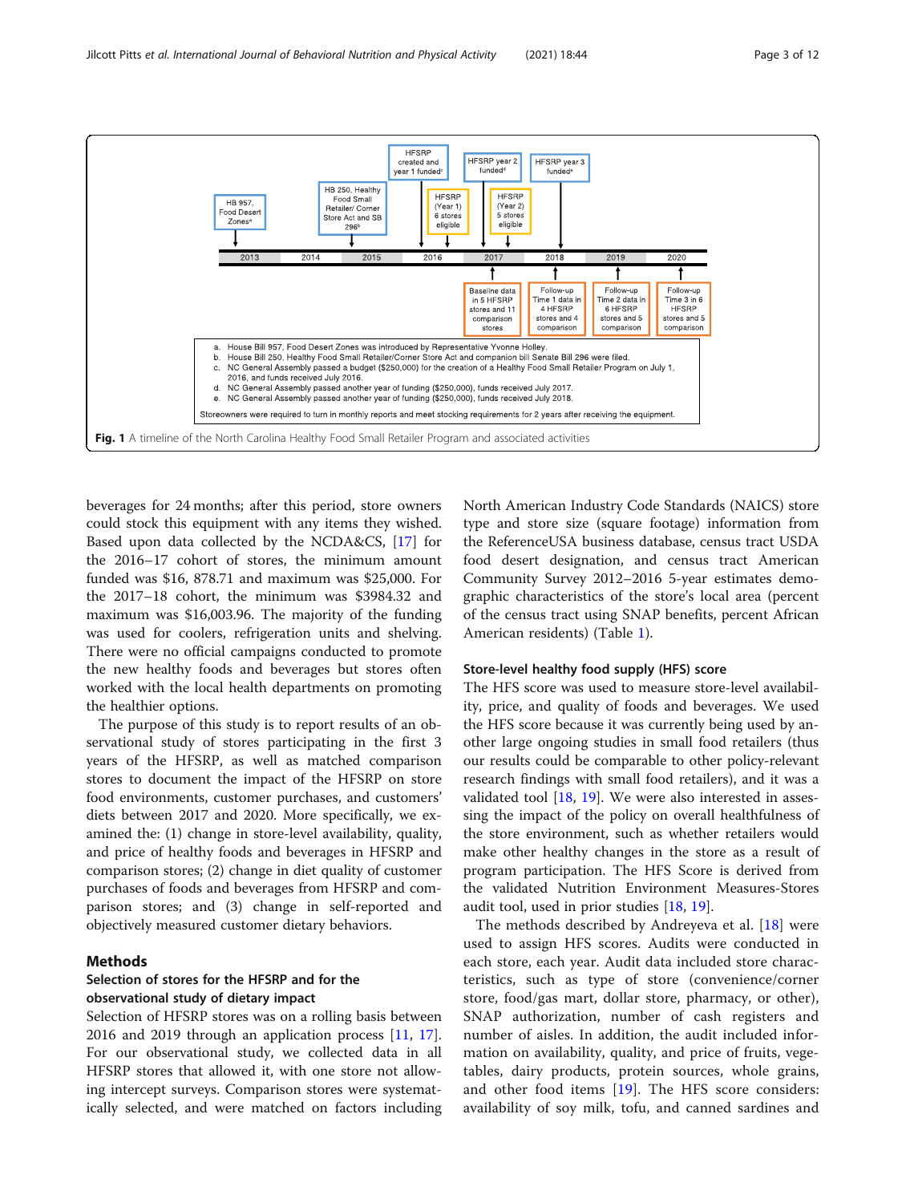a. House Bill 957, Food Desert Zones was introduced by Representative Yvonne Holley.
b. House Bill 250, Healthy Food Small Retailer/Corner Store Act and companion bill Senate Bill 296 were filed.
c. NC General Assembly passed a budget ($250,000) for the creation of a Healthy Food Small Retailer Program on July 1, 2016, and funds received July 2016.
d. NC General Assembly passed another year of funding ($250,000), funds received July 2017.
e. NC General Assembly passed another year of funding ($250,000), funds received July 2018.

Storeowners were required to turn in monthly reports and meet stocking requirements for 2 years after receiving the equipment.

**Fig. 1** A timeline of the North Carolina Healthy Food Small Retailer Program and associated activities

beverages for 24 months; after this period, store owners could stock this equipment with any items they wished. Based upon data collected by the NCDA&CS, [17] for the 2016–17 cohort of stores, the minimum amount funded was $16, 878.71 and maximum was $25,000. For the 2017–18 cohort, the minimum was $3984.32 and maximum was $16,003.96. The majority of the funding was used for coolers, refrigeration units and shelving. There were no official campaigns conducted to promote the new healthy foods and beverages but stores often worked with the local health departments on promoting the healthier options.

The purpose of this study is to report results of an observational study of stores participating in the first 3 years of the HFSRP, as well as matched comparison stores to document the impact of the HFSRP on store food environments, customer purchases, and customers' diets between 2017 and 2020. More specifically, we examined the: (1) change in store-level availability, quality, and price of healthy foods and beverages in HFSRP and comparison stores; (2) change in diet quality of customer purchases of foods and beverages from HFSRP and comparison stores; and (3) change in self-reported and objectively measured customer dietary behaviors.

## Methods

### Selection of stores for the HFSRP and for the observational study of dietary impact

Selection of HFSRP stores was on a rolling basis between 2016 and 2019 through an application process [11, 17]. For our observational study, we collected data in all HFSRP stores that allowed it, with one store not allowing intercept surveys. Comparison stores were systematically selected, and were matched on factors including North American Industry Code Standards (NAICS) store type and store size (square footage) information from the ReferenceUSA business database, census tract USDA food desert designation, and census tract American Community Survey 2012–2016 5-year estimates demographic characteristics of the store's local area (percent of the census tract using SNAP benefits, percent African American residents) (Table 1).

### Store-level healthy food supply (HFS) score

The HFS score was used to measure store-level availability, price, and quality of foods and beverages. We used the HFS score because it was currently being used by another large ongoing studies in small food retailers (thus our results could be comparable to other policy-relevant research findings with small food retailers), and it was a validated tool [18, 19]. We were also interested in assessing the impact of the policy on overall healthfulness of the store environment, such as whether retailers would make other healthy changes in the store as a result of program participation. The HFS Score is derived from the validated Nutrition Environment Measures-Stores audit tool, used in prior studies [18, 19].

The methods described by Andreyeva et al. [18] were used to assign HFS scores. Audits were conducted in each store, each year. Audit data included store characteristics, such as type of store (convenience/corner store, food/gas mart, dollar store, pharmacy, or other), SNAP authorization, number of cash registers and number of aisles. In addition, the audit included information on availability, quality, and price of fruits, vegetables, dairy products, protein sources, whole grains, and other food items [19]. The HFS score considers: availability of soy milk, tofu, and canned sardines and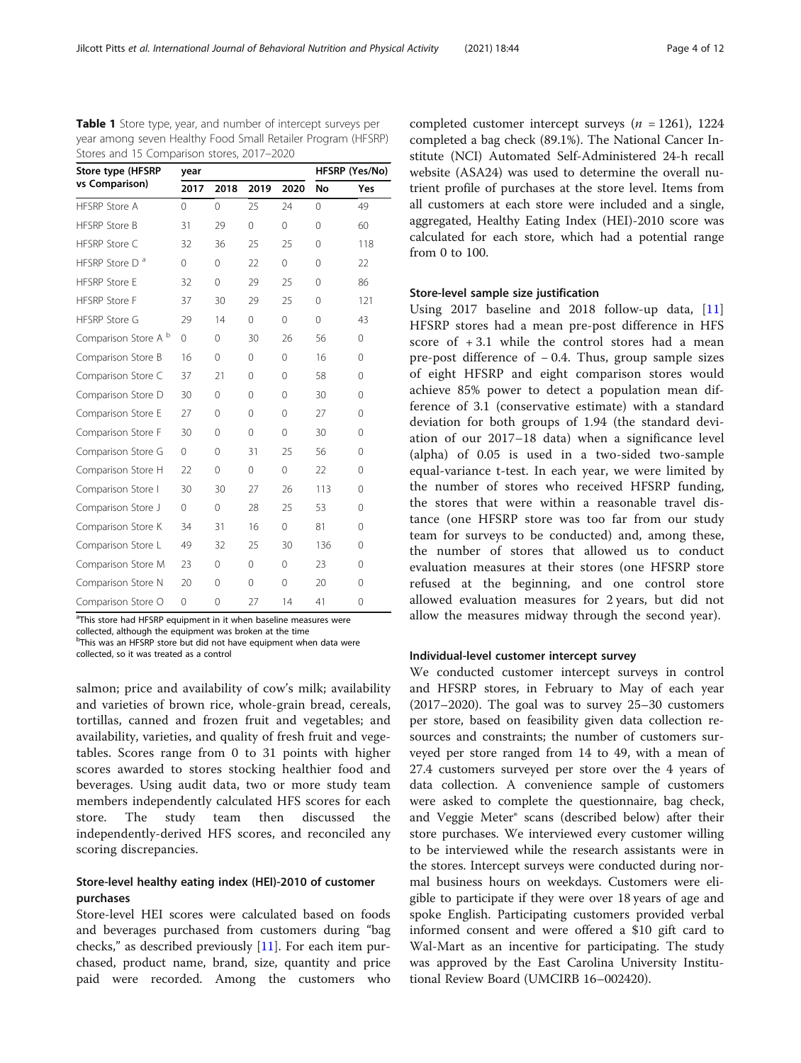**Table 1** Store type, year, and number of intercept surveys per year among seven Healthy Food Small Retailer Program (HFSRP) Stores and 15 Comparison stores, 2017–2020

| Store type (HFSRP vs Comparison) | year | | | | HFSRP (Yes/No) | |
|---|---|---|---|---|---|---|
| | 2017 | 2018 | 2019 | 2020 | No | Yes |
| HFSRP Store A | 0 | 0 | 25 | 24 | 0 | 49 |
| HFSRP Store B | 31 | 29 | 0 | 0 | 0 | 60 |
| HFSRP Store C | 32 | 36 | 25 | 25 | 0 | 118 |
| HFSRP Store D [a] | 0 | 0 | 22 | 0 | 0 | 22 |
| HFSRP Store E | 32 | 0 | 29 | 25 | 0 | 86 |
| HFSRP Store F | 37 | 30 | 29 | 25 | 0 | 121 |
| HFSRP Store G | 29 | 14 | 0 | 0 | 0 | 43 |
| Comparison Store A [b] | 0 | 0 | 30 | 26 | 56 | 0 |
| Comparison Store B | 16 | 0 | 0 | 0 | 16 | 0 |
| Comparison Store C | 37 | 21 | 0 | 0 | 58 | 0 |
| Comparison Store D | 30 | 0 | 0 | 0 | 30 | 0 |
| Comparison Store E | 27 | 0 | 0 | 0 | 27 | 0 |
| Comparison Store F | 30 | 0 | 0 | 0 | 30 | 0 |
| Comparison Store G | 0 | 0 | 31 | 25 | 56 | 0 |
| Comparison Store H | 22 | 0 | 0 | 0 | 22 | 0 |
| Comparison Store I | 30 | 30 | 27 | 26 | 113 | 0 |
| Comparison Store J | 0 | 0 | 28 | 25 | 53 | 0 |
| Comparison Store K | 34 | 31 | 16 | 0 | 81 | 0 |
| Comparison Store L | 49 | 32 | 25 | 30 | 136 | 0 |
| Comparison Store M | 23 | 0 | 0 | 0 | 23 | 0 |
| Comparison Store N | 20 | 0 | 0 | 0 | 20 | 0 |
| Comparison Store O | 0 | 0 | 27 | 14 | 41 | 0 |

[a] This store had HFSRP equipment in it when baseline measures were collected, although the equipment was broken at the time

[b] This was an HFSRP store but did not have equipment when data were collected, so it was treated as a control

salmon; price and availability of cow's milk; availability and varieties of brown rice, whole-grain bread, cereals, tortillas, canned and frozen fruit and vegetables; and availability, varieties, and quality of fresh fruit and vegetables. Scores range from 0 to 31 points with higher scores awarded to stores stocking healthier food and beverages. Using audit data, two or more study team members independently calculated HFS scores for each store. The study team then discussed the independently-derived HFS scores, and reconciled any scoring discrepancies.

### Store-level healthy eating index (HEI)-2010 of customer purchases

Store-level HEI scores were calculated based on foods and beverages purchased from customers during "bag checks," as described previously [11]. For each item purchased, product name, brand, size, quantity and price paid were recorded. Among the customers who completed customer intercept surveys ($n$ = 1261), 1224 completed a bag check (89.1%). The National Cancer Institute (NCI) Automated Self-Administered 24-h recall website (ASA24) was used to determine the overall nutrient profile of purchases at the store level. Items from all customers at each store were included and a single, aggregated, Healthy Eating Index (HEI)-2010 score was calculated for each store, which had a potential range from 0 to 100.

### Store-level sample size justification

Using 2017 baseline and 2018 follow-up data, [11] HFSRP stores had a mean pre-post difference in HFS score of + 3.1 while the control stores had a mean pre-post difference of − 0.4. Thus, group sample sizes of eight HFSRP and eight comparison stores would achieve 85% power to detect a population mean difference of 3.1 (conservative estimate) with a standard deviation for both groups of 1.94 (the standard deviation of our 2017–18 data) when a significance level (alpha) of 0.05 is used in a two-sided two-sample equal-variance t-test. In each year, we were limited by the number of stores who received HFSRP funding, the stores that were within a reasonable travel distance (one HFSRP store was too far from our study team for surveys to be conducted) and, among these, the number of stores that allowed us to conduct evaluation measures at their stores (one HFSRP store refused at the beginning, and one control store allowed evaluation measures for 2 years, but did not allow the measures midway through the second year).

### Individual-level customer intercept survey

We conducted customer intercept surveys in control and HFSRP stores, in February to May of each year (2017–2020). The goal was to survey 25–30 customers per store, based on feasibility given data collection resources and constraints; the number of customers surveyed per store ranged from 14 to 49, with a mean of 27.4 customers surveyed per store over the 4 years of data collection. A convenience sample of customers were asked to complete the questionnaire, bag check, and Veggie Meter® scans (described below) after their store purchases. We interviewed every customer willing to be interviewed while the research assistants were in the stores. Intercept surveys were conducted during normal business hours on weekdays. Customers were eligible to participate if they were over 18 years of age and spoke English. Participating customers provided verbal informed consent and were offered a $10 gift card to Wal-Mart as an incentive for participating. The study was approved by the East Carolina University Institutional Review Board (UMCIRB 16–002420).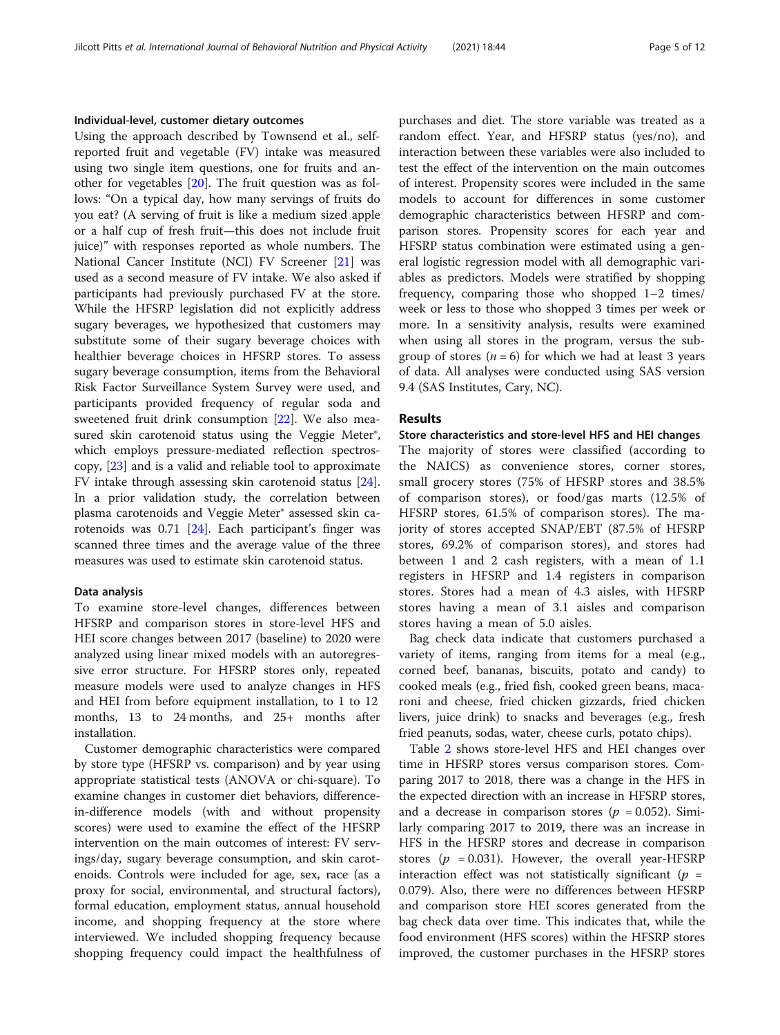#### Individual-level, customer dietary outcomes

Using the approach described by Townsend et al., self-reported fruit and vegetable (FV) intake was measured using two single item questions, one for fruits and another for vegetables [20]. The fruit question was as follows: "On a typical day, how many servings of fruits do you eat? (A serving of fruit is like a medium sized apple or a half cup of fresh fruit—this does not include fruit juice)" with responses reported as whole numbers. The National Cancer Institute (NCI) FV Screener [21] was used as a second measure of FV intake. We also asked if participants had previously purchased FV at the store. While the HFSRP legislation did not explicitly address sugary beverages, we hypothesized that customers may substitute some of their sugary beverage choices with healthier beverage choices in HFSRP stores. To assess sugary beverage consumption, items from the Behavioral Risk Factor Surveillance System Survey were used, and participants provided frequency of regular soda and sweetened fruit drink consumption [22]. We also measured skin carotenoid status using the Veggie Meter®, which employs pressure-mediated reflection spectroscopy, [23] and is a valid and reliable tool to approximate FV intake through assessing skin carotenoid status [24]. In a prior validation study, the correlation between plasma carotenoids and Veggie Meter® assessed skin carotenoids was 0.71 [24]. Each participant's finger was scanned three times and the average value of the three measures was used to estimate skin carotenoid status.

#### Data analysis

To examine store-level changes, differences between HFSRP and comparison stores in store-level HFS and HEI score changes between 2017 (baseline) to 2020 were analyzed using linear mixed models with an autoregressive error structure. For HFSRP stores only, repeated measure models were used to analyze changes in HFS and HEI from before equipment installation, to 1 to 12 months, 13 to 24 months, and 25+ months after installation.

Customer demographic characteristics were compared by store type (HFSRP vs. comparison) and by year using appropriate statistical tests (ANOVA or chi-square). To examine changes in customer diet behaviors, difference-in-difference models (with and without propensity scores) were used to examine the effect of the HFSRP intervention on the main outcomes of interest: FV servings/day, sugary beverage consumption, and skin carotenoids. Controls were included for age, sex, race (as a proxy for social, environmental, and structural factors), formal education, employment status, annual household income, and shopping frequency at the store where interviewed. We included shopping frequency because shopping frequency could impact the healthfulness of purchases and diet. The store variable was treated as a random effect. Year, and HFSRP status (yes/no), and interaction between these variables were also included to test the effect of the intervention on the main outcomes of interest. Propensity scores were included in the same models to account for differences in some customer demographic characteristics between HFSRP and comparison stores. Propensity scores for each year and HFSRP status combination were estimated using a general logistic regression model with all demographic variables as predictors. Models were stratified by shopping frequency, comparing those who shopped 1–2 times/week or less to those who shopped 3 times per week or more. In a sensitivity analysis, results were examined when using all stores in the program, versus the subgroup of stores ($n = 6$) for which we had at least 3 years of data. All analyses were conducted using SAS version 9.4 (SAS Institutes, Cary, NC).

## Results

#### Store characteristics and store-level HFS and HEI changes

The majority of stores were classified (according to the NAICS) as convenience stores, corner stores, small grocery stores (75% of HFSRP stores and 38.5% of comparison stores), or food/gas marts (12.5% of HFSRP stores, 61.5% of comparison stores). The majority of stores accepted SNAP/EBT (87.5% of HFSRP stores, 69.2% of comparison stores), and stores had between 1 and 2 cash registers, with a mean of 1.1 registers in HFSRP and 1.4 registers in comparison stores. Stores had a mean of 4.3 aisles, with HFSRP stores having a mean of 3.1 aisles and comparison stores having a mean of 5.0 aisles.

Bag check data indicate that customers purchased a variety of items, ranging from items for a meal (e.g., corned beef, bananas, biscuits, potato and candy) to cooked meals (e.g., fried fish, cooked green beans, macaroni and cheese, fried chicken gizzards, fried chicken livers, juice drink) to snacks and beverages (e.g., fresh fried peanuts, sodas, water, cheese curls, potato chips).

Table 2 shows store-level HFS and HEI changes over time in HFSRP stores versus comparison stores. Comparing 2017 to 2018, there was a change in the HFS in the expected direction with an increase in HFSRP stores, and a decrease in comparison stores ($p = 0.052$). Similarly comparing 2017 to 2019, there was an increase in HFS in the HFSRP stores and decrease in comparison stores ($p = 0.031$). However, the overall year-HFSRP interaction effect was not statistically significant ($p = 0.079$). Also, there were no differences between HFSRP and comparison store HEI scores generated from the bag check data over time. This indicates that, while the food environment (HFS scores) within the HFSRP stores improved, the customer purchases in the HFSRP stores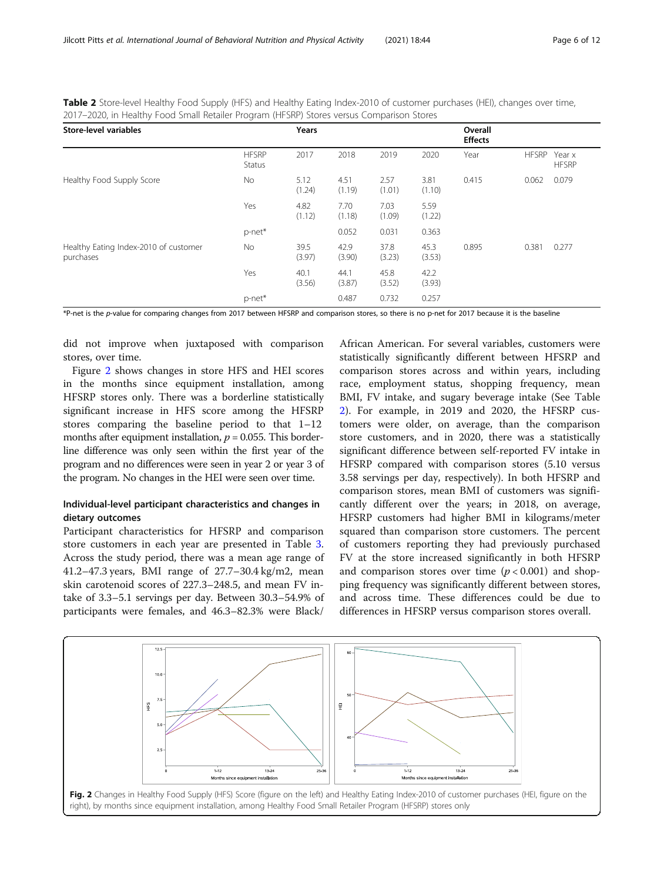**Table 2** Store-level Healthy Food Supply (HFS) and Healthy Eating Index-2010 of customer purchases (HEI), changes over time, 2017–2020, in Healthy Food Small Retailer Program (HFSRP) Stores versus Comparison Stores

| Store-level variables | Years | | | | | Overall Effects | | |
|---|---|---|---|---|---|---|---|---|
| | HFSRP Status | 2017 | 2018 | 2019 | 2020 | Year | HFSRP | Year x HFSRP |
| Healthy Food Supply Score | No | 5.12 (1.24) | 4.51 (1.19) | 2.57 (1.01) | 3.81 (1.10) | 0.415 | 0.062 | 0.079 |
| | Yes | 4.82 (1.12) | 7.70 (1.18) | 7.03 (1.09) | 5.59 (1.22) | | | |
| | p-net* | | 0.052 | 0.031 | 0.363 | | | |
| Healthy Eating Index-2010 of customer purchases | No | 39.5 (3.97) | 42.9 (3.90) | 37.8 (3.23) | 45.3 (3.53) | 0.895 | 0.381 | 0.277 |
| | Yes | 40.1 (3.56) | 44.1 (3.87) | 45.8 (3.52) | 42.2 (3.93) | | | |
| | p-net* | | 0.487 | 0.732 | 0.257 | | | |

*P-net is the *p*-value for comparing changes from 2017 between HFSRP and comparison stores, so there is no p-net for 2017 because it is the baseline

did not improve when juxtaposed with comparison stores, over time.

Figure 2 shows changes in store HFS and HEI scores in the months since equipment installation, among HFSRP stores only. There was a borderline statistically significant increase in HFS score among the HFSRP stores comparing the baseline period to that 1–12 months after equipment installation, $p = 0.055$. This borderline difference was only seen within the first year of the program and no differences were seen in year 2 or year 3 of the program. No changes in the HEI were seen over time.

## Individual-level participant characteristics and changes in dietary outcomes

Participant characteristics for HFSRP and comparison store customers in each year are presented in Table 3. Across the study period, there was a mean age range of 41.2–47.3 years, BMI range of 27.7–30.4 kg/m2, mean skin carotenoid scores of 227.3–248.5, and mean FV intake of 3.3–5.1 servings per day. Between 30.3–54.9% of participants were females, and 46.3–82.3% were Black/African American. For several variables, customers were statistically significantly different between HFSRP and comparison stores across and within years, including race, employment status, shopping frequency, mean BMI, FV intake, and sugary beverage intake (See Table 2). For example, in 2019 and 2020, the HFSRP customers were older, on average, than the comparison store customers, and in 2020, there was a statistically significant difference between self-reported FV intake in HFSRP compared with comparison stores (5.10 versus 3.58 servings per day, respectively). In both HFSRP and comparison stores, mean BMI of customers was significantly different over the years; in 2018, on average, HFSRP customers had higher BMI in kilograms/meter squared than comparison store customers. The percent of customers reporting they had previously purchased FV at the store increased significantly in both HFSRP and comparison stores over time ($p < 0.001$) and shopping frequency was significantly different between stores, and across time. These differences could be due to differences in HFSRP versus comparison stores overall.

**Fig. 2** Changes in Healthy Food Supply (HFS) Score (figure on the left) and Healthy Eating Index-2010 of customer purchases (HEI, figure on the right), by months since equipment installation, among Healthy Food Small Retailer Program (HFSRP) stores only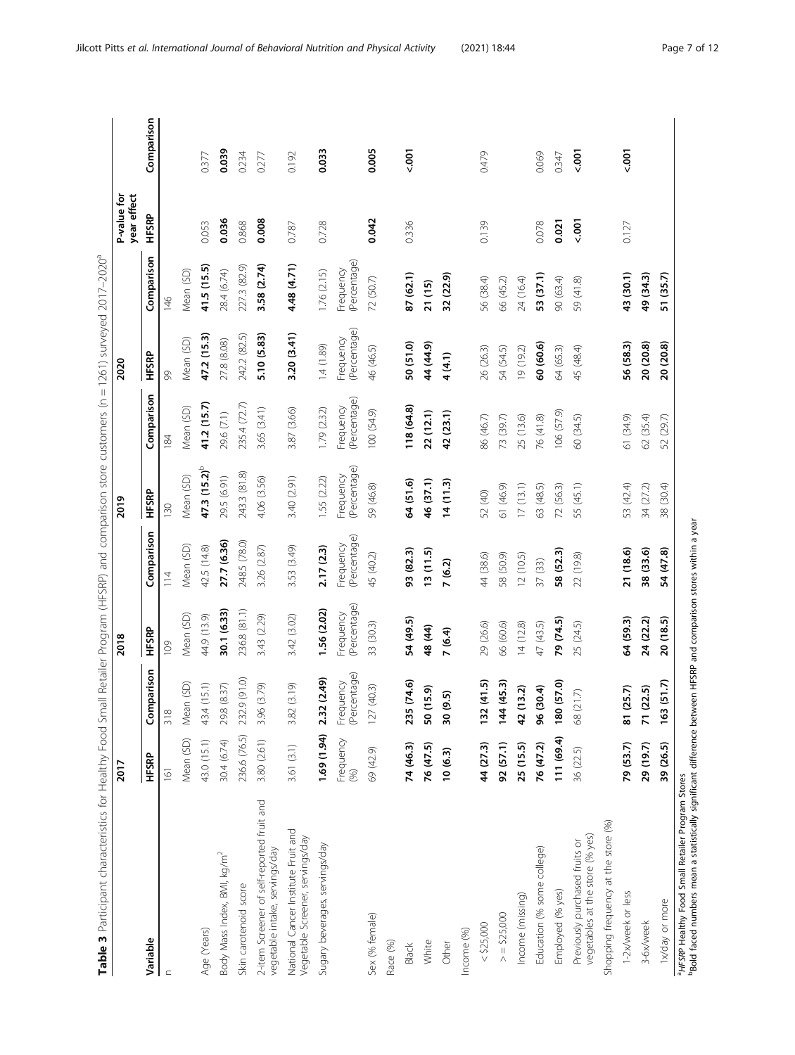**Table 3** Participant characteristics for Healthy Food Small Retailer Program (HFSRP) and comparison store customers (n = 1261) surveyed 2017–2020[a]

| Variable | 2017 | | 2018 | | 2019 | | 2020 | | P-value for year effect | |
|---|---|---|---|---|---|---|---|---|---|---|
| | HFSRP | Comparison | HFSRP | Comparison | HFSRP | Comparison | HFSRP | Comparison | HFSRP | Comparison |
| n | 161 | 318 | 109 | 114 | 130 | 184 | 99 | 146 | | |
| | Mean (SD) | Mean (SD) | Mean (SD) | Mean (SD) | Mean (SD) | Mean (SD) | Mean (SD) | Mean (SD) | | |
| Age (Years) | 43.0 (15.1) | 43.4 (15.1) | 44.9 (13.9) | 42.5 (14.8) | **47.3 (15.2)[b]** | **41.2 (15.7)** | **47.2 (15.3)** | **41.5 (15.5)** | 0.053 | 0.377 |
| Body Mass Index, BMI, kg/m$^2$ | 30.4 (6.74) | 29.8 (8.37) | **30.1 (6.33)** | **27.7 (6.36)** | 29.5 (6.91) | 29.6 (7.1) | 27.8 (8.08) | 28.4 (6.74) | **0.036** | **0.039** |
| Skin carotenoid score | 236.6 (76.5) | 232.9 (91.0) | 236.8 (81.1) | 248.5 (78.0) | 243.3 (81.8) | 235.4 (72.7) | 242.2 (82.5) | 227.3 (82.9) | 0.868 | 0.234 |
| 2-item Screener of self-reported fruit and vegetable intake, servings/day | 3.80 (2.61) | 3.96 (3.79) | 3.43 (2.29) | 3.26 (2.87) | 4.06 (3.56) | 3.65 (3.41) | **5.10 (5.83)** | **3.58 (2.74)** | **0.008** | 0.277 |
| National Cancer Institute Fruit and Vegetable Screener, servings/day | 3.61 (3.1) | 3.82 (3.19) | 3.42 (3.02) | 3.53 (3.49) | 3.40 (2.91) | 3.87 (3.66) | **3.20 (3.41)** | **4.48 (4.71)** | 0.787 | 0.192 |
| Sugary beverages, servings/day | **1.69 (1.94)** | **2.32 (2.49)** | **1.56 (2.02)** | **2.17 (2.3)** | 1.55 (2.22) | 1.79 (2.32) | 1.4 (1.89) | 1.76 (2.15) | 0.728 | **0.033** |
| | Frequency (%) | Frequency (Percentage) | Frequency (Percentage) | Frequency (Percentage) | Frequency (Percentage) | Frequency (Percentage) | Frequency (Percentage) | Frequency (Percentage) | | |
| Sex (% female) | 69 (42.9) | 127 (40.3) | 33 (30.3) | 45 (40.2) | 59 (46.8) | 100 (54.9) | 46 (46.5) | 72 (50.7) | **0.042** | **0.005** |
| Race (%) | | | | | | | | | | |
| Black | **74 (46.3)** | **235 (74.6)** | **54 (49.5)** | **93 (82.3)** | **64 (51.6)** | **118 (64.8)** | **50 (51.0)** | **87 (62.1)** | 0.336 | **<.001** |
| White | **76 (47.5)** | **50 (15.9)** | **48 (44)** | **13 (11.5)** | **46 (37.1)** | **22 (12.1)** | **44 (44.9)** | **21 (15)** | | |
| Other | **10 (6.3)** | **30 (9.5)** | **7 (6.4)** | **7 (6.2)** | **14 (11.3)** | **42 (23.1)** | **4 (4.1)** | **32 (22.9)** | | |
| Income (%) | | | | | | | | | | |
| < $25,000 | **44 (27.3)** | **132 (41.5)** | 29 (26.6) | 44 (38.6) | 52 (40) | 86 (46.7) | 26 (26.3) | 56 (38.4) | 0.139 | 0.479 |
| > = $25,000 | **92 (57.1)** | **144 (45.3)** | 66 (60.6) | 58 (50.9) | 61 (46.9) | 73 (39.7) | 54 (54.5) | 66 (45.2) | | |
| Income (missing) | **25 (15.5)** | **42 (13.2)** | 14 (12.8) | 12 (10.5) | 17 (13.1) | 25 (13.6) | 19 (19.2) | 24 (16.4) | | |
| Education (% some college) | **76 (47.2)** | **96 (30.4)** | 47 (43.5) | 37 (33) | 63 (48.5) | 76 (41.8) | **60 (60.6)** | **53 (37.1)** | 0.078 | 0.069 |
| Employed (% yes) | **111 (69.4)** | **180 (57.0)** | **79 (74.5)** | **58 (52.3)** | 72 (56.3) | 106 (57.9) | 64 (65.3) | 90 (63.4) | **0.021** | 0.347 |
| Previously purchased fruits or vegetables at the store (% yes) | 36 (22.5) | 68 (21.7) | 25 (24.5) | 22 (19.8) | 55 (45.1) | 60 (34.5) | 45 (48.4) | 59 (41.8) | **<.001** | **<.001** |
| Shopping frequency at the store (%) | | | | | | | | | | |
| 1-2x/week or less | **79 (53.7)** | **81 (25.7)** | **64 (59.3)** | **21 (18.6)** | 53 (42.4) | 61 (34.9) | **56 (58.3)** | **43 (30.1)** | 0.127 | **<.001** |
| 3-6x/week | **29 (19.7)** | **71 (22.5)** | **24 (22.2)** | **38 (33.6)** | 34 (27.2) | 62 (35.4) | **20 (20.8)** | **49 (34.3)** | | |
| 1x/day or more | **39 (26.5)** | **163 (51.7)** | **20 (18.5)** | **54 (47.8)** | 38 (30.4) | 52 (29.7) | **20 (20.8)** | **51 (35.7)** | | |

[a] *HFSRP* Healthy Food Small Retailer Program Stores
[b] Bold faced numbers mean a statistically significant difference between HFSRP and comparison stores within a year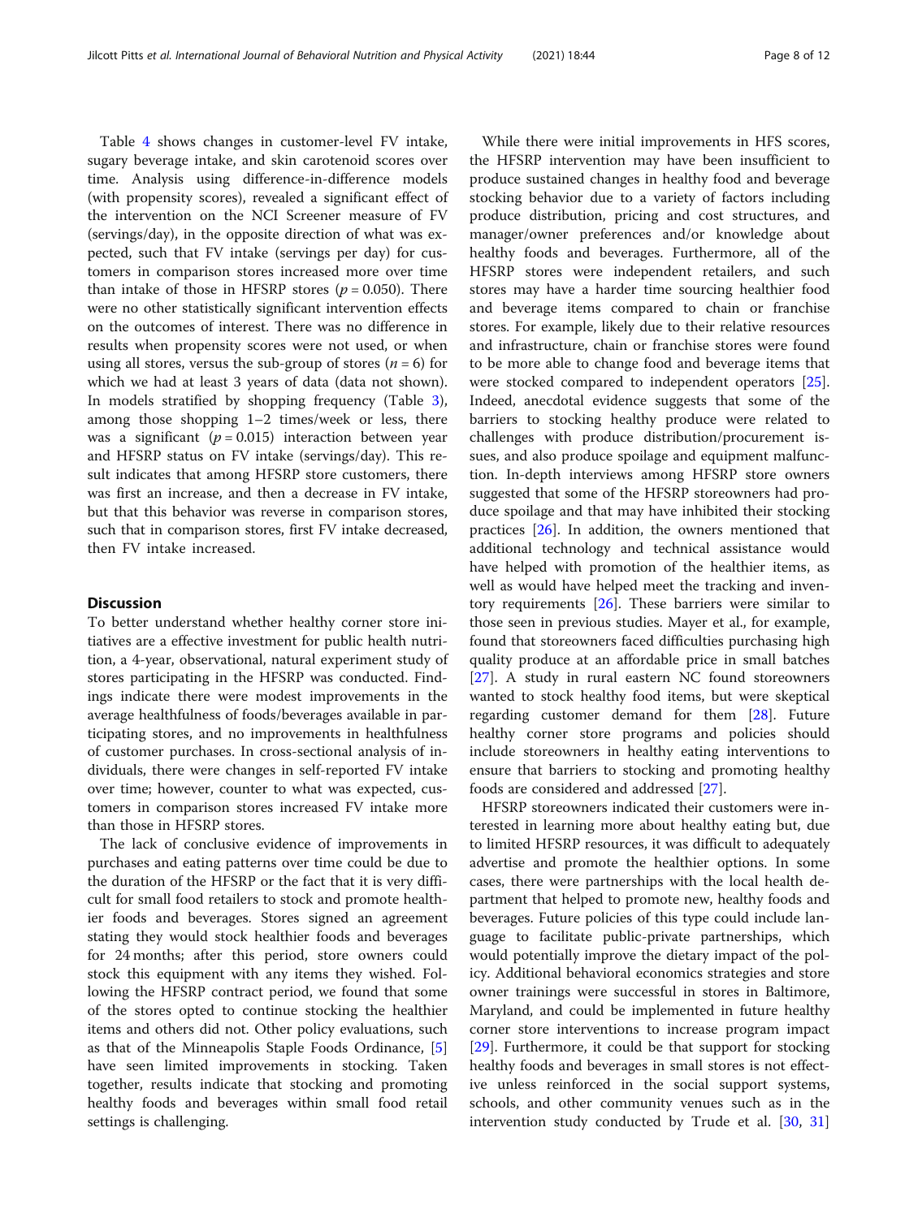Table 4 shows changes in customer-level FV intake, sugary beverage intake, and skin carotenoid scores over time. Analysis using difference-in-difference models (with propensity scores), revealed a significant effect of the intervention on the NCI Screener measure of FV (servings/day), in the opposite direction of what was expected, such that FV intake (servings per day) for customers in comparison stores increased more over time than intake of those in HFSRP stores ($p = 0.050$). There were no other statistically significant intervention effects on the outcomes of interest. There was no difference in results when propensity scores were not used, or when using all stores, versus the sub-group of stores ($n = 6$) for which we had at least 3 years of data (data not shown). In models stratified by shopping frequency (Table 3), among those shopping 1–2 times/week or less, there was a significant ($p = 0.015$) interaction between year and HFSRP status on FV intake (servings/day). This result indicates that among HFSRP store customers, there was first an increase, and then a decrease in FV intake, but that this behavior was reverse in comparison stores, such that in comparison stores, first FV intake decreased, then FV intake increased.

## Discussion

To better understand whether healthy corner store initiatives are a effective investment for public health nutrition, a 4-year, observational, natural experiment study of stores participating in the HFSRP was conducted. Findings indicate there were modest improvements in the average healthfulness of foods/beverages available in participating stores, and no improvements in healthfulness of customer purchases. In cross-sectional analysis of individuals, there were changes in self-reported FV intake over time; however, counter to what was expected, customers in comparison stores increased FV intake more than those in HFSRP stores.

The lack of conclusive evidence of improvements in purchases and eating patterns over time could be due to the duration of the HFSRP or the fact that it is very difficult for small food retailers to stock and promote healthier foods and beverages. Stores signed an agreement stating they would stock healthier foods and beverages for 24 months; after this period, store owners could stock this equipment with any items they wished. Following the HFSRP contract period, we found that some of the stores opted to continue stocking the healthier items and others did not. Other policy evaluations, such as that of the Minneapolis Staple Foods Ordinance, [5] have seen limited improvements in stocking. Taken together, results indicate that stocking and promoting healthy foods and beverages within small food retail settings is challenging.

While there were initial improvements in HFS scores, the HFSRP intervention may have been insufficient to produce sustained changes in healthy food and beverage stocking behavior due to a variety of factors including produce distribution, pricing and cost structures, and manager/owner preferences and/or knowledge about healthy foods and beverages. Furthermore, all of the HFSRP stores were independent retailers, and such stores may have a harder time sourcing healthier food and beverage items compared to chain or franchise stores. For example, likely due to their relative resources and infrastructure, chain or franchise stores were found to be more able to change food and beverage items that were stocked compared to independent operators [25]. Indeed, anecdotal evidence suggests that some of the barriers to stocking healthy produce were related to challenges with produce distribution/procurement issues, and also produce spoilage and equipment malfunction. In-depth interviews among HFSRP store owners suggested that some of the HFSRP storeowners had produce spoilage and that may have inhibited their stocking practices [26]. In addition, the owners mentioned that additional technology and technical assistance would have helped with promotion of the healthier items, as well as would have helped meet the tracking and inventory requirements [26]. These barriers were similar to those seen in previous studies. Mayer et al., for example, found that storeowners faced difficulties purchasing high quality produce at an affordable price in small batches [27]. A study in rural eastern NC found storeowners wanted to stock healthy food items, but were skeptical regarding customer demand for them [28]. Future healthy corner store programs and policies should include storeowners in healthy eating interventions to ensure that barriers to stocking and promoting healthy foods are considered and addressed [27].

HFSRP storeowners indicated their customers were interested in learning more about healthy eating but, due to limited HFSRP resources, it was difficult to adequately advertise and promote the healthier options. In some cases, there were partnerships with the local health department that helped to promote new, healthy foods and beverages. Future policies of this type could include language to facilitate public-private partnerships, which would potentially improve the dietary impact of the policy. Additional behavioral economics strategies and store owner trainings were successful in stores in Baltimore, Maryland, and could be implemented in future healthy corner store interventions to increase program impact [29]. Furthermore, it could be that support for stocking healthy foods and beverages in small stores is not effective unless reinforced in the social support systems, schools, and other community venues such as in the intervention study conducted by Trude et al. [30, 31]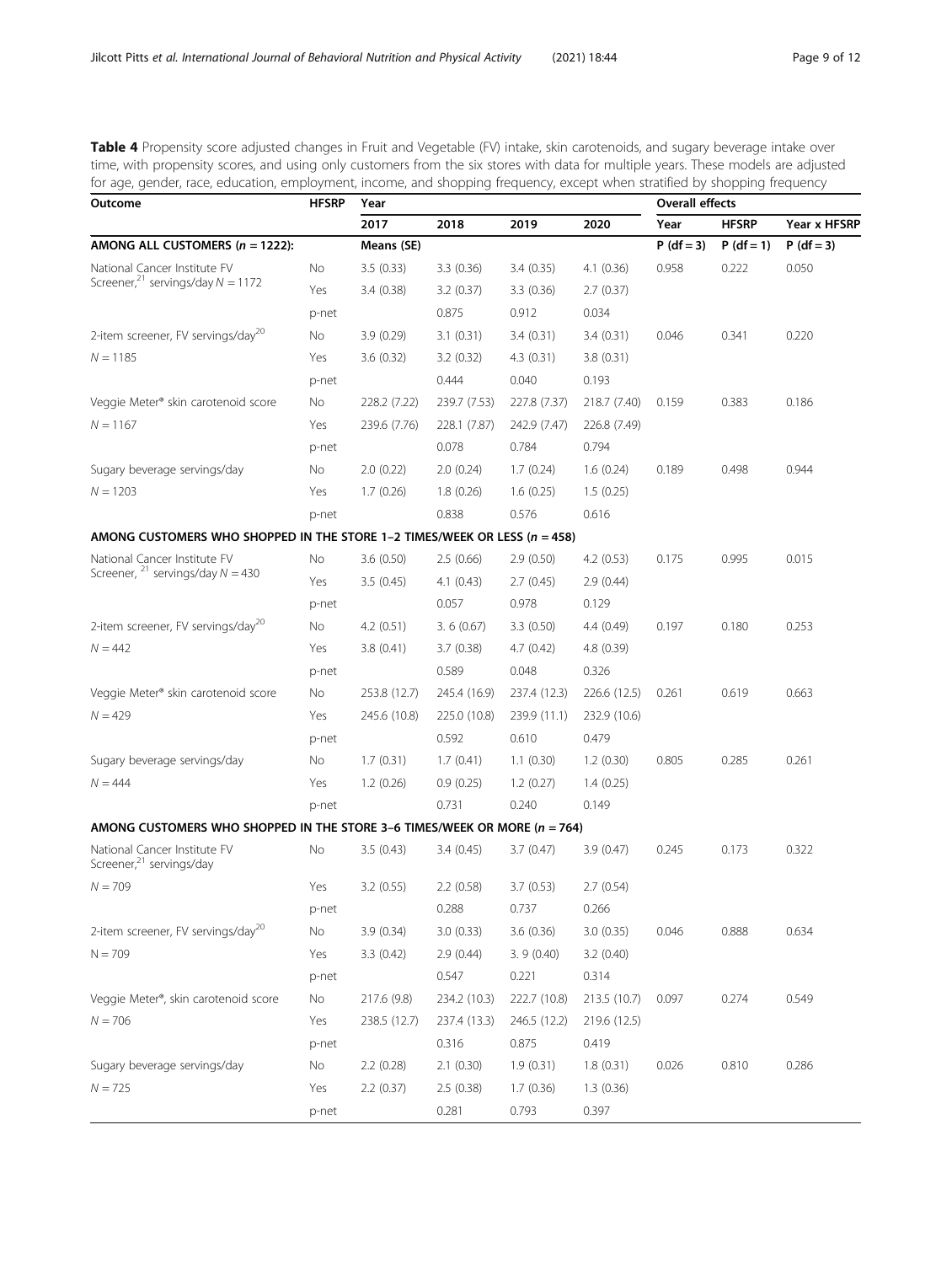**Table 4** Propensity score adjusted changes in Fruit and Vegetable (FV) intake, skin carotenoids, and sugary beverage intake over time, with propensity scores, and using only customers from the six stores with data for multiple years. These models are adjusted for age, gender, race, education, employment, income, and shopping frequency, except when stratified by shopping frequency

| Outcome | HFSRP | Year | | | | Overall effects | | |
|---|---|---|---|---|---|---|---|---|
| | | 2017 | 2018 | 2019 | 2020 | Year | HFSRP | Year x HFSRP |
| **AMONG ALL CUSTOMERS (*n* = 1222):** | | Means (SE) | | | | P (df = 3) | P (df = 1) | P (df = 3) |
| National Cancer Institute FV Screener,[21] servings/day *N* = 1172 | No | 3.5 (0.33) | 3.3 (0.36) | 3.4 (0.35) | 4.1 (0.36) | 0.958 | 0.222 | 0.050 |
| | Yes | 3.4 (0.38) | 3.2 (0.37) | 3.3 (0.36) | 2.7 (0.37) | | | |
| | p-net | | 0.875 | 0.912 | 0.034 | | | |
| 2-item screener, FV servings/day[20] *N* = 1185 | No | 3.9 (0.29) | 3.1 (0.31) | 3.4 (0.31) | 3.4 (0.31) | 0.046 | 0.341 | 0.220 |
| | Yes | 3.6 (0.32) | 3.2 (0.32) | 4.3 (0.31) | 3.8 (0.31) | | | |
| | p-net | | 0.444 | 0.040 | 0.193 | | | |
| Veggie Meter® skin carotenoid score *N* = 1167 | No | 228.2 (7.22) | 239.7 (7.53) | 227.8 (7.37) | 218.7 (7.40) | 0.159 | 0.383 | 0.186 |
| | Yes | 239.6 (7.76) | 228.1 (7.87) | 242.9 (7.47) | 226.8 (7.49) | | | |
| | p-net | | 0.078 | 0.784 | 0.794 | | | |
| Sugary beverage servings/day *N* = 1203 | No | 2.0 (0.22) | 2.0 (0.24) | 1.7 (0.24) | 1.6 (0.24) | 0.189 | 0.498 | 0.944 |
| | Yes | 1.7 (0.26) | 1.8 (0.26) | 1.6 (0.25) | 1.5 (0.25) | | | |
| | p-net | | 0.838 | 0.576 | 0.616 | | | |
| **AMONG CUSTOMERS WHO SHOPPED IN THE STORE 1–2 TIMES/WEEK OR LESS (*n* = 458)** | | | | | | | | |
| National Cancer Institute FV Screener,[21] servings/day *N* = 430 | No | 3.6 (0.50) | 2.5 (0.66) | 2.9 (0.50) | 4.2 (0.53) | 0.175 | 0.995 | 0.015 |
| | Yes | 3.5 (0.45) | 4.1 (0.43) | 2.7 (0.45) | 2.9 (0.44) | | | |
| | p-net | | 0.057 | 0.978 | 0.129 | | | |
| 2-item screener, FV servings/day[20] *N* = 442 | No | 4.2 (0.51) | 3. 6 (0.67) | 3.3 (0.50) | 4.4 (0.49) | 0.197 | 0.180 | 0.253 |
| | Yes | 3.8 (0.41) | 3.7 (0.38) | 4.7 (0.42) | 4.8 (0.39) | | | |
| | p-net | | 0.589 | 0.048 | 0.326 | | | |
| Veggie Meter® skin carotenoid score *N* = 429 | No | 253.8 (12.7) | 245.4 (16.9) | 237.4 (12.3) | 226.6 (12.5) | 0.261 | 0.619 | 0.663 |
| | Yes | 245.6 (10.8) | 225.0 (10.8) | 239.9 (11.1) | 232.9 (10.6) | | | |
| | p-net | | 0.592 | 0.610 | 0.479 | | | |
| Sugary beverage servings/day *N* = 444 | No | 1.7 (0.31) | 1.7 (0.41) | 1.1 (0.30) | 1.2 (0.30) | 0.805 | 0.285 | 0.261 |
| | Yes | 1.2 (0.26) | 0.9 (0.25) | 1.2 (0.27) | 1.4 (0.25) | | | |
| | p-net | | 0.731 | 0.240 | 0.149 | | | |
| **AMONG CUSTOMERS WHO SHOPPED IN THE STORE 3–6 TIMES/WEEK OR MORE (*n* = 764)** | | | | | | | | |
| National Cancer Institute FV Screener,[21] servings/day *N* = 709 | No | 3.5 (0.43) | 3.4 (0.45) | 3.7 (0.47) | 3.9 (0.47) | 0.245 | 0.173 | 0.322 |
| | Yes | 3.2 (0.55) | 2.2 (0.58) | 3.7 (0.53) | 2.7 (0.54) | | | |
| | p-net | | 0.288 | 0.737 | 0.266 | | | |
| 2-item screener, FV servings/day[20] N = 709 | No | 3.9 (0.34) | 3.0 (0.33) | 3.6 (0.36) | 3.0 (0.35) | 0.046 | 0.888 | 0.634 |
| | Yes | 3.3 (0.42) | 2.9 (0.44) | 3. 9 (0.40) | 3.2 (0.40) | | | |
| | p-net | | 0.547 | 0.221 | 0.314 | | | |
| Veggie Meter®, skin carotenoid score *N* = 706 | No | 217.6 (9.8) | 234.2 (10.3) | 222.7 (10.8) | 213.5 (10.7) | 0.097 | 0.274 | 0.549 |
| | Yes | 238.5 (12.7) | 237.4 (13.3) | 246.5 (12.2) | 219.6 (12.5) | | | |
| | p-net | | 0.316 | 0.875 | 0.419 | | | |
| Sugary beverage servings/day *N* = 725 | No | 2.2 (0.28) | 2.1 (0.30) | 1.9 (0.31) | 1.8 (0.31) | 0.026 | 0.810 | 0.286 |
| | Yes | 2.2 (0.37) | 2.5 (0.38) | 1.7 (0.36) | 1.3 (0.36) | | | |
| | p-net | | 0.281 | 0.793 | 0.397 | | | |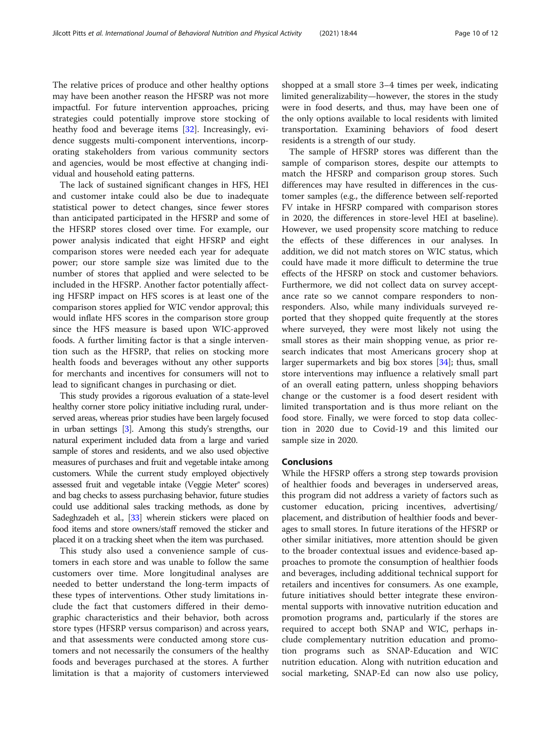The relative prices of produce and other healthy options may have been another reason the HFSRP was not more impactful. For future intervention approaches, pricing strategies could potentially improve store stocking of heathy food and beverage items [32]. Increasingly, evidence suggests multi-component interventions, incorporating stakeholders from various community sectors and agencies, would be most effective at changing individual and household eating patterns.

The lack of sustained significant changes in HFS, HEI and customer intake could also be due to inadequate statistical power to detect changes, since fewer stores than anticipated participated in the HFSRP and some of the HFSRP stores closed over time. For example, our power analysis indicated that eight HFSRP and eight comparison stores were needed each year for adequate power; our store sample size was limited due to the number of stores that applied and were selected to be included in the HFSRP. Another factor potentially affecting HFSRP impact on HFS scores is at least one of the comparison stores applied for WIC vendor approval; this would inflate HFS scores in the comparison store group since the HFS measure is based upon WIC-approved foods. A further limiting factor is that a single intervention such as the HFSRP, that relies on stocking more health foods and beverages without any other supports for merchants and incentives for consumers will not to lead to significant changes in purchasing or diet.

This study provides a rigorous evaluation of a state-level healthy corner store policy initiative including rural, underserved areas, whereas prior studies have been largely focused in urban settings [3]. Among this study's strengths, our natural experiment included data from a large and varied sample of stores and residents, and we also used objective measures of purchases and fruit and vegetable intake among customers. While the current study employed objectively assessed fruit and vegetable intake (Veggie Meter® scores) and bag checks to assess purchasing behavior, future studies could use additional sales tracking methods, as done by Sadeghzadeh et al., [33] wherein stickers were placed on food items and store owners/staff removed the sticker and placed it on a tracking sheet when the item was purchased.

This study also used a convenience sample of customers in each store and was unable to follow the same customers over time. More longitudinal analyses are needed to better understand the long-term impacts of these types of interventions. Other study limitations include the fact that customers differed in their demographic characteristics and their behavior, both across store types (HFSRP versus comparison) and across years, and that assessments were conducted among store customers and not necessarily the consumers of the healthy foods and beverages purchased at the stores. A further limitation is that a majority of customers interviewed shopped at a small store 3–4 times per week, indicating limited generalizability—however, the stores in the study were in food deserts, and thus, may have been one of the only options available to local residents with limited transportation. Examining behaviors of food desert residents is a strength of our study.

The sample of HFSRP stores was different than the sample of comparison stores, despite our attempts to match the HFSRP and comparison group stores. Such differences may have resulted in differences in the customer samples (e.g., the difference between self-reported FV intake in HFSRP compared with comparison stores in 2020, the differences in store-level HEI at baseline). However, we used propensity score matching to reduce the effects of these differences in our analyses. In addition, we did not match stores on WIC status, which could have made it more difficult to determine the true effects of the HFSRP on stock and customer behaviors. Furthermore, we did not collect data on survey acceptance rate so we cannot compare responders to nonresponders. Also, while many individuals surveyed reported that they shopped quite frequently at the stores where surveyed, they were most likely not using the small stores as their main shopping venue, as prior research indicates that most Americans grocery shop at larger supermarkets and big box stores [34]; thus, small store interventions may influence a relatively small part of an overall eating pattern, unless shopping behaviors change or the customer is a food desert resident with limited transportation and is thus more reliant on the food store. Finally, we were forced to stop data collection in 2020 due to Covid-19 and this limited our sample size in 2020.

## Conclusions

While the HFSRP offers a strong step towards provision of healthier foods and beverages in underserved areas, this program did not address a variety of factors such as customer education, pricing incentives, advertising/placement, and distribution of healthier foods and beverages to small stores. In future iterations of the HFSRP or other similar initiatives, more attention should be given to the broader contextual issues and evidence-based approaches to promote the consumption of healthier foods and beverages, including additional technical support for retailers and incentives for consumers. As one example, future initiatives should better integrate these environmental supports with innovative nutrition education and promotion programs and, particularly if the stores are required to accept both SNAP and WIC, perhaps include complementary nutrition education and promotion programs such as SNAP-Education and WIC nutrition education. Along with nutrition education and social marketing, SNAP-Ed can now also use policy,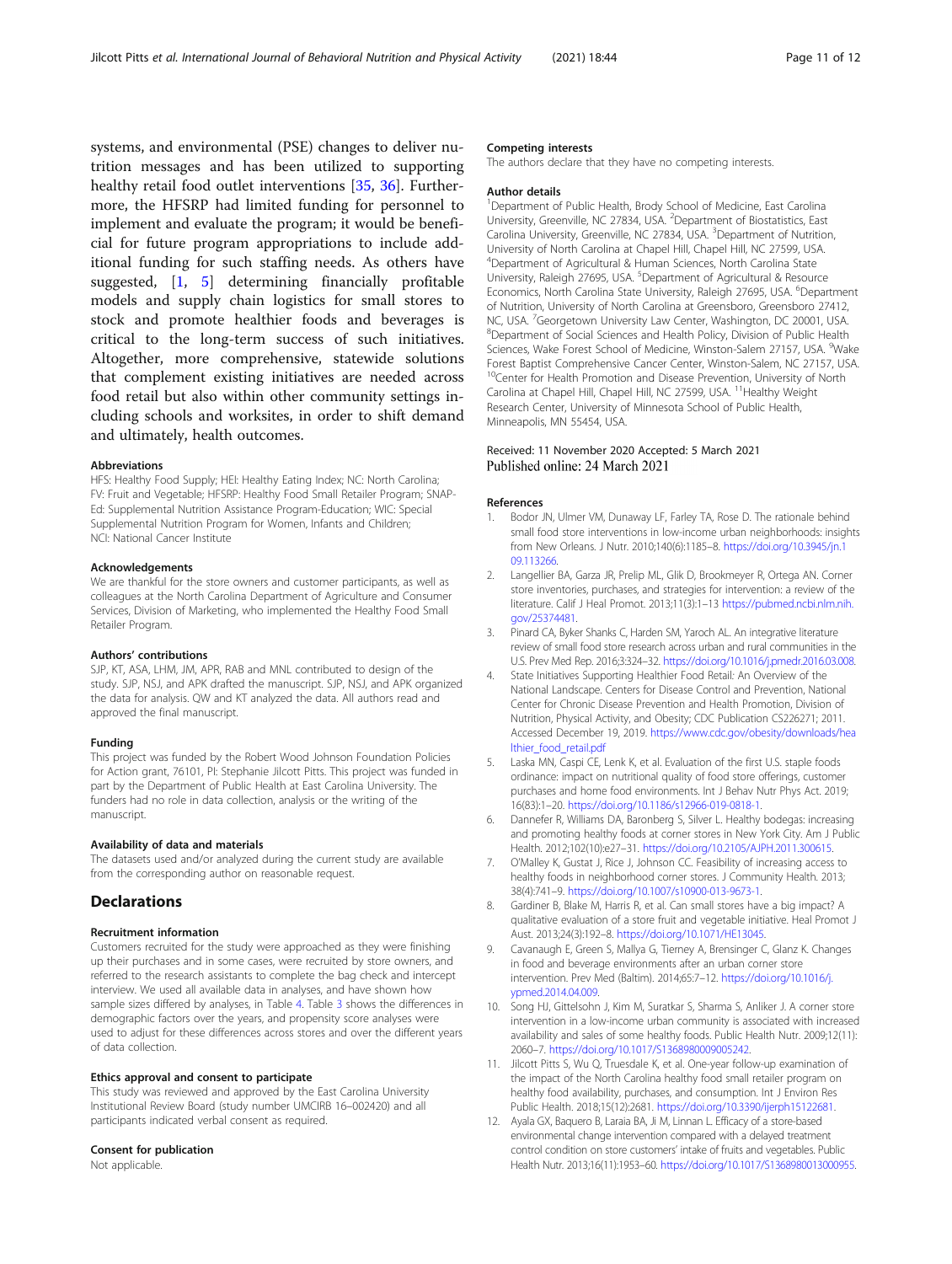systems, and environmental (PSE) changes to deliver nutrition messages and has been utilized to supporting healthy retail food outlet interventions [35, 36]. Furthermore, the HFSRP had limited funding for personnel to implement and evaluate the program; it would be beneficial for future program appropriations to include additional funding for such staffing needs. As others have suggested, [1, 5] determining financially profitable models and supply chain logistics for small stores to stock and promote healthier foods and beverages is critical to the long-term success of such initiatives. Altogether, more comprehensive, statewide solutions that complement existing initiatives are needed across food retail but also within other community settings including schools and worksites, in order to shift demand and ultimately, health outcomes.

#### Abbreviations

HFS: Healthy Food Supply; HEI: Healthy Eating Index; NC: North Carolina; FV: Fruit and Vegetable; HFSRP: Healthy Food Small Retailer Program; SNAP-Ed: Supplemental Nutrition Assistance Program-Education; WIC: Special Supplemental Nutrition Program for Women, Infants and Children; NCI: National Cancer Institute

#### Acknowledgements

We are thankful for the store owners and customer participants, as well as colleagues at the North Carolina Department of Agriculture and Consumer Services, Division of Marketing, who implemented the Healthy Food Small Retailer Program.

#### Authors' contributions

SJP, KT, ASA, LHM, JM, APR, RAB and MNL contributed to design of the study. SJP, NSJ, and APK drafted the manuscript. SJP, NSJ, and APK organized the data for analysis. QW and KT analyzed the data. All authors read and approved the final manuscript.

#### Funding

This project was funded by the Robert Wood Johnson Foundation Policies for Action grant, 76101, PI: Stephanie Jilcott Pitts. This project was funded in part by the Department of Public Health at East Carolina University. The funders had no role in data collection, analysis or the writing of the manuscript.

#### Availability of data and materials

The datasets used and/or analyzed during the current study are available from the corresponding author on reasonable request.

## Declarations

#### Recruitment information

Customers recruited for the study were approached as they were finishing up their purchases and in some cases, were recruited by store owners, and referred to the research assistants to complete the bag check and intercept interview. We used all available data in analyses, and have shown how sample sizes differed by analyses, in Table 4. Table 3 shows the differences in demographic factors over the years, and propensity score analyses were used to adjust for these differences across stores and over the different years of data collection.

#### Ethics approval and consent to participate

This study was reviewed and approved by the East Carolina University Institutional Review Board (study number UMCIRB 16–002420) and all participants indicated verbal consent as required.

#### Consent for publication

Not applicable.

#### Competing interests

The authors declare that they have no competing interests.

#### Author details

[1]Department of Public Health, Brody School of Medicine, East Carolina University, Greenville, NC 27834, USA. [2]Department of Biostatistics, East Carolina University, Greenville, NC 27834, USA. [3]Department of Nutrition, University of North Carolina at Chapel Hill, Chapel Hill, NC 27599, USA. [4]Department of Agricultural & Human Sciences, North Carolina State University, Raleigh 27695, USA. [5]Department of Agricultural & Resource Economics, North Carolina State University, Raleigh 27695, USA. [6]Department of Nutrition, University of North Carolina at Greensboro, Greensboro 27412, NC, USA. [7]Georgetown University Law Center, Washington, DC 20001, USA. [8]Department of Social Sciences and Health Policy, Division of Public Health Sciences, Wake Forest School of Medicine, Winston-Salem 27157, USA. [9]Wake Forest Baptist Comprehensive Cancer Center, Winston-Salem, NC 27157, USA. [10]Center for Health Promotion and Disease Prevention, University of North Carolina at Chapel Hill, Chapel Hill, NC 27599, USA. [11]Healthy Weight Research Center, University of Minnesota School of Public Health, Minneapolis, MN 55454, USA.

Received: 11 November 2020 Accepted: 5 March 2021
Published online: 24 March 2021

#### References

1. Bodor JN, Ulmer VM, Dunaway LF, Farley TA, Rose D. The rationale behind small food store interventions in low-income urban neighborhoods: insights from New Orleans. J Nutr. 2010;140(6):1185–8. https://doi.org/10.3945/jn.109.113266.
2. Langellier BA, Garza JR, Prelip ML, Glik D, Brookmeyer R, Ortega AN. Corner store inventories, purchases, and strategies for intervention: a review of the literature. Calif J Heal Promot. 2013;11(3):1–13 https://pubmed.ncbi.nlm.nih.gov/25374481.
3. Pinard CA, Byker Shanks C, Harden SM, Yaroch AL. An integrative literature review of small food store research across urban and rural communities in the U.S. Prev Med Rep. 2016;3:324–32. https://doi.org/10.1016/j.pmedr.2016.03.008.
4. State Initiatives Supporting Healthier Food Retail: An Overview of the National Landscape. Centers for Disease Control and Prevention, National Center for Chronic Disease Prevention and Health Promotion, Division of Nutrition, Physical Activity, and Obesity; CDC Publication CS226271; 2011. Accessed December 19, 2019. https://www.cdc.gov/obesity/downloads/healthier_food_retail.pdf
5. Laska MN, Caspi CE, Lenk K, et al. Evaluation of the first U.S. staple foods ordinance: impact on nutritional quality of food store offerings, customer purchases and home food environments. Int J Behav Nutr Phys Act. 2019; 16(83):1–20. https://doi.org/10.1186/s12966-019-0818-1.
6. Dannefer R, Williams DA, Baronberg S, Silver L. Healthy bodegas: increasing and promoting healthy foods at corner stores in New York City. Am J Public Health. 2012;102(10):e27–31. https://doi.org/10.2105/AJPH.2011.300615.
7. O'Malley K, Gustat J, Rice J, Johnson CC. Feasibility of increasing access to healthy foods in neighborhood corner stores. J Community Health. 2013; 38(4):741–9. https://doi.org/10.1007/s10900-013-9673-1.
8. Gardiner B, Blake M, Harris R, et al. Can small stores have a big impact? A qualitative evaluation of a store fruit and vegetable initiative. Heal Promot J Aust. 2013;24(3):192–8. https://doi.org/10.1071/HE13045.
9. Cavanaugh E, Green S, Mallya G, Tierney A, Brensinger C, Glanz K. Changes in food and beverage environments after an urban corner store intervention. Prev Med (Baltim). 2014;65:7–12. https://doi.org/10.1016/j.ypmed.2014.04.009.
10. Song HJ, Gittelsohn J, Kim M, Suratkar S, Sharma S, Anliker J. A corner store intervention in a low-income urban community is associated with increased availability and sales of some healthy foods. Public Health Nutr. 2009;12(11): 2060–7. https://doi.org/10.1017/S1368980009005242.
11. Jilcott Pitts S, Wu Q, Truesdale K, et al. One-year follow-up examination of the impact of the North Carolina healthy food small retailer program on healthy food availability, purchases, and consumption. Int J Environ Res Public Health. 2018;15(12):2681. https://doi.org/10.3390/ijerph15122681.
12. Ayala GX, Baquero B, Laraia BA, Ji M, Linnan L. Efficacy of a store-based environmental change intervention compared with a delayed treatment control condition on store customers' intake of fruits and vegetables. Public Health Nutr. 2013;16(11):1953–60. https://doi.org/10.1017/S1368980013000955.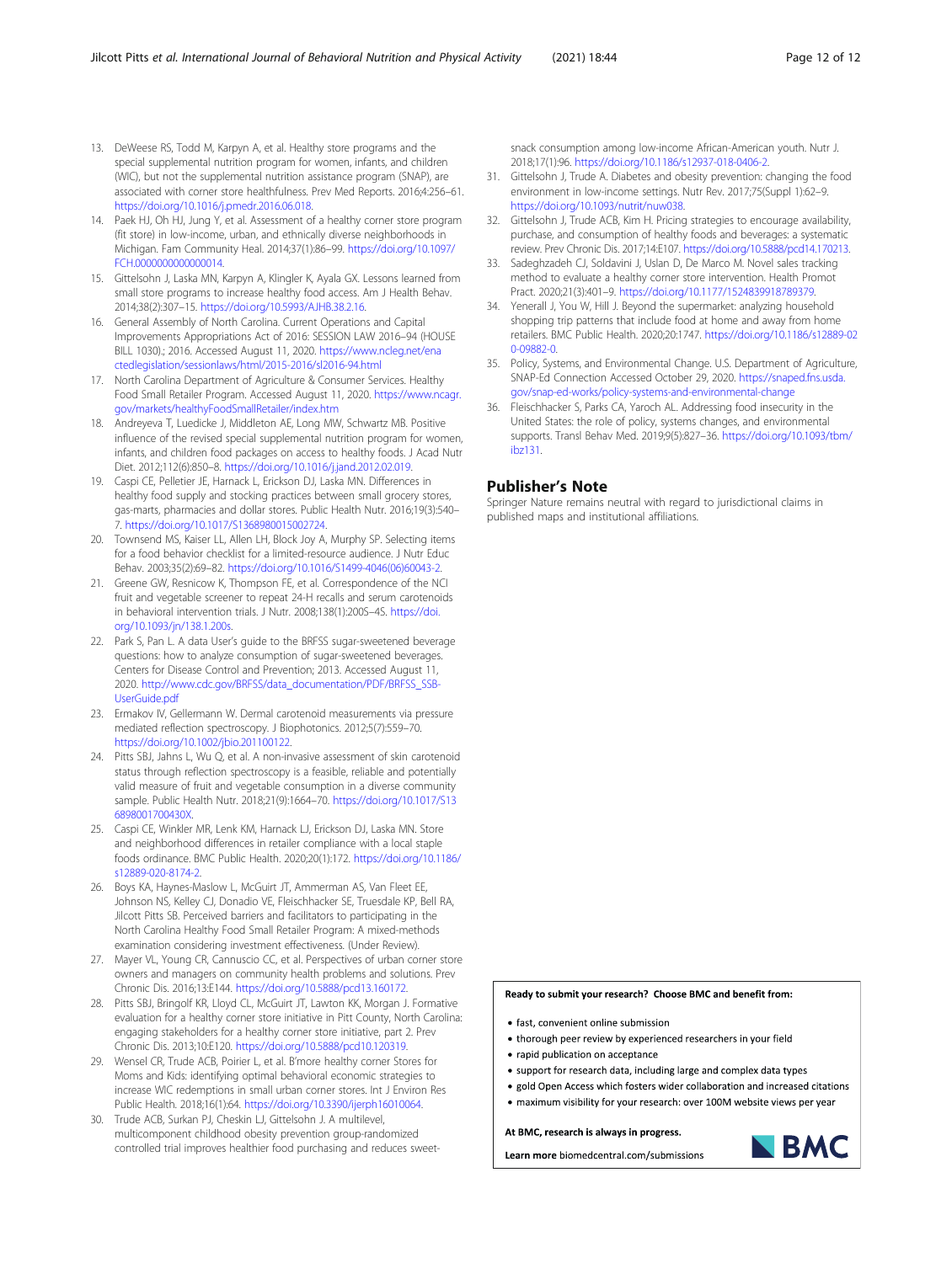13. DeWeese RS, Todd M, Karpyn A, et al. Healthy store programs and the special supplemental nutrition program for women, infants, and children (WIC), but not the supplemental nutrition assistance program (SNAP), are associated with corner store healthfulness. Prev Med Reports. 2016;4:256–61. https://doi.org/10.1016/j.pmedr.2016.06.018.
14. Paek HJ, Oh HJ, Jung Y, et al. Assessment of a healthy corner store program (fit store) in low-income, urban, and ethnically diverse neighborhoods in Michigan. Fam Community Heal. 2014;37(1):86–99. https://doi.org/10.1097/FCH.0000000000000014.
15. Gittelsohn J, Laska MN, Karpyn A, Klingler K, Ayala GX. Lessons learned from small store programs to increase healthy food access. Am J Health Behav. 2014;38(2):307–15. https://doi.org/10.5993/AJHB.38.2.16.
16. General Assembly of North Carolina. Current Operations and Capital Improvements Appropriations Act of 2016: SESSION LAW 2016–94 (HOUSE BILL 1030).; 2016. Accessed August 11, 2020. https://www.ncleg.net/enactedlegislation/sessionlaws/html/2015-2016/sl2016-94.html
17. North Carolina Department of Agriculture & Consumer Services. Healthy Food Small Retailer Program. Accessed August 11, 2020. https://www.ncagr.gov/markets/healthyFoodSmallRetailer/index.htm
18. Andreyeva T, Luedicke J, Middleton AE, Long MW, Schwartz MB. Positive influence of the revised special supplemental nutrition program for women, infants, and children food packages on access to healthy foods. J Acad Nutr Diet. 2012;112(6):850–8. https://doi.org/10.1016/j.jand.2012.02.019.
19. Caspi CE, Pelletier JE, Harnack L, Erickson DJ, Laska MN. Differences in healthy food supply and stocking practices between small grocery stores, gas-marts, pharmacies and dollar stores. Public Health Nutr. 2016;19(3):540–7. https://doi.org/10.1017/S1368980015002724.
20. Townsend MS, Kaiser LL, Allen LH, Block Joy A, Murphy SP. Selecting items for a food behavior checklist for a limited-resource audience. J Nutr Educ Behav. 2003;35(2):69–82. https://doi.org/10.1016/S1499-4046(06)60043-2.
21. Greene GW, Resnicow K, Thompson FE, et al. Correspondence of the NCI fruit and vegetable screener to repeat 24-H recalls and serum carotenoids in behavioral intervention trials. J Nutr. 2008;138(1):200S–4S. https://doi.org/10.1093/jn/138.1.200s.
22. Park S, Pan L. A data User's guide to the BRFSS sugar-sweetened beverage questions: how to analyze consumption of sugar-sweetened beverages. Centers for Disease Control and Prevention; 2013. Accessed August 11, 2020. http://www.cdc.gov/BRFSS/data_documentation/PDF/BRFSS_SSB-UserGuide.pdf
23. Ermakov IV, Gellermann W. Dermal carotenoid measurements via pressure mediated reflection spectroscopy. J Biophotonics. 2012;5(7):559–70. https://doi.org/10.1002/jbio.201100122.
24. Pitts SBJ, Jahns L, Wu Q, et al. A non-invasive assessment of skin carotenoid status through reflection spectroscopy is a feasible, reliable and potentially valid measure of fruit and vegetable consumption in a diverse community sample. Public Health Nutr. 2018;21(9):1664–70. https://doi.org/10.1017/S136898001700430X.
25. Caspi CE, Winkler MR, Lenk KM, Harnack LJ, Erickson DJ, Laska MN. Store and neighborhood differences in retailer compliance with a local staple foods ordinance. BMC Public Health. 2020;20(1):172. https://doi.org/10.1186/s12889-020-8174-2.
26. Boys KA, Haynes-Maslow L, McGuirt JT, Ammerman AS, Van Fleet EE, Johnson NS, Kelley CJ, Donadio VE, Fleischhacker SE, Truesdale KP, Bell RA, Jilcott Pitts SB. Perceived barriers and facilitators to participating in the North Carolina Healthy Food Small Retailer Program: A mixed-methods examination considering investment effectiveness. (Under Review).
27. Mayer VL, Young CR, Cannuscio CC, et al. Perspectives of urban corner store owners and managers on community health problems and solutions. Prev Chronic Dis. 2016;13:E144. https://doi.org/10.5888/pcd13.160172.
28. Pitts SBJ, Bringolf KR, Lloyd CL, McGuirt JT, Lawton KK, Morgan J. Formative evaluation for a healthy corner store initiative in Pitt County, North Carolina: engaging stakeholders for a healthy corner store initiative, part 2. Prev Chronic Dis. 2013;10:E120. https://doi.org/10.5888/pcd10.120319.
29. Wensel CR, Trude ACB, Poirier L, et al. B'more healthy corner Stores for Moms and Kids: identifying optimal behavioral economic strategies to increase WIC redemptions in small urban corner stores. Int J Environ Res Public Health. 2018;16(1):64. https://doi.org/10.3390/ijerph16010064.
30. Trude ACB, Surkan PJ, Cheskin LJ, Gittelsohn J. A multilevel, multicomponent childhood obesity prevention group-randomized controlled trial improves healthier food purchasing and reduces sweet-snack consumption among low-income African-American youth. Nutr J. 2018;17(1):96. https://doi.org/10.1186/s12937-018-0406-2.
31. Gittelsohn J, Trude A. Diabetes and obesity prevention: changing the food environment in low-income settings. Nutr Rev. 2017;75(Suppl 1):62–9. https://doi.org/10.1093/nutrit/nuw038.
32. Gittelsohn J, Trude ACB, Kim H. Pricing strategies to encourage availability, purchase, and consumption of healthy foods and beverages: a systematic review. Prev Chronic Dis. 2017;14:E107. https://doi.org/10.5888/pcd14.170213.
33. Sadeghzadeh CJ, Soldavini J, Uslan D, De Marco M. Novel sales tracking method to evaluate a healthy corner store intervention. Health Promot Pract. 2020;21(3):401–9. https://doi.org/10.1177/1524839918789379.
34. Yenerall J, You W, Hill J. Beyond the supermarket: analyzing household shopping trip patterns that include food at home and away from home retailers. BMC Public Health. 2020;20:1747. https://doi.org/10.1186/s12889-020-09882-0.
35. Policy, Systems, and Environmental Change. U.S. Department of Agriculture, SNAP-Ed Connection Accessed October 29, 2020. https://snaped.fns.usda.gov/snap-ed-works/policy-systems-and-environmental-change
36. Fleischhacker S, Parks CA, Yaroch AL. Addressing food insecurity in the United States: the role of policy, systems changes, and environmental supports. Transl Behav Med. 2019;9(5):827–36. https://doi.org/10.1093/tbm/ibz131.

## Publisher's Note

Springer Nature remains neutral with regard to jurisdictional claims in published maps and institutional affiliations.

**Ready to submit your research? Choose BMC and benefit from:**

- fast, convenient online submission
- thorough peer review by experienced researchers in your field
- rapid publication on acceptance
- support for research data, including large and complex data types
- gold Open Access which fosters wider collaboration and increased citations
- maximum visibility for your research: over 100M website views per year

**At BMC, research is always in progress.**

**Learn more** biomedcentral.com/submissions

BMC